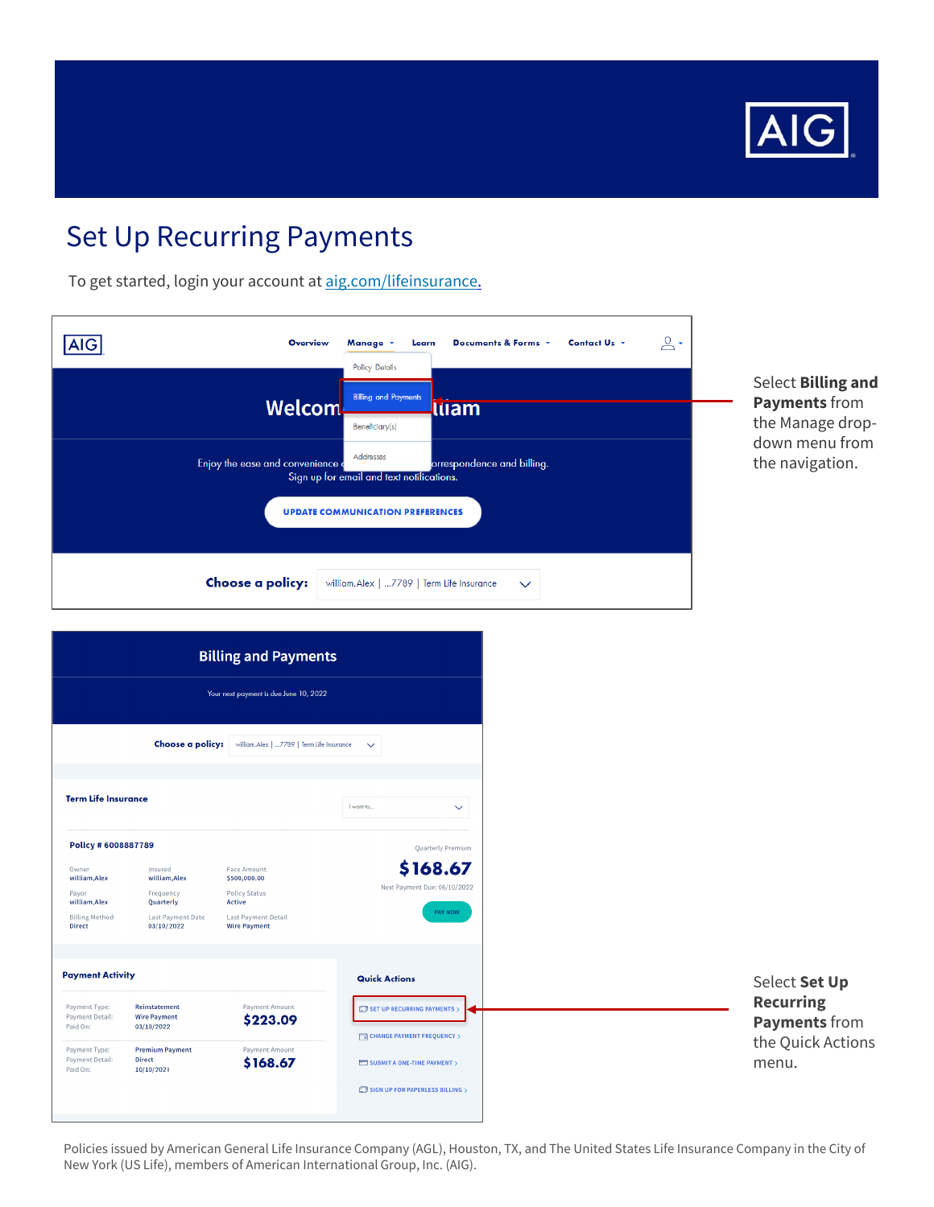# Set Up Recurring Payments

To get started, login your account at [aig.com/lifeinsurance.](aig.com/lifeinsurance)

Select **Billing and Payments** from the Manage drop-down menu from the navigation.

Select **Set Up Recurring Payments** from the Quick Actions menu.

Policies issued by American General Life Insurance Company (AGL), Houston, TX, and The United States Life Insurance Company in the City of New York (US Life), members of American International Group, Inc. (AIG).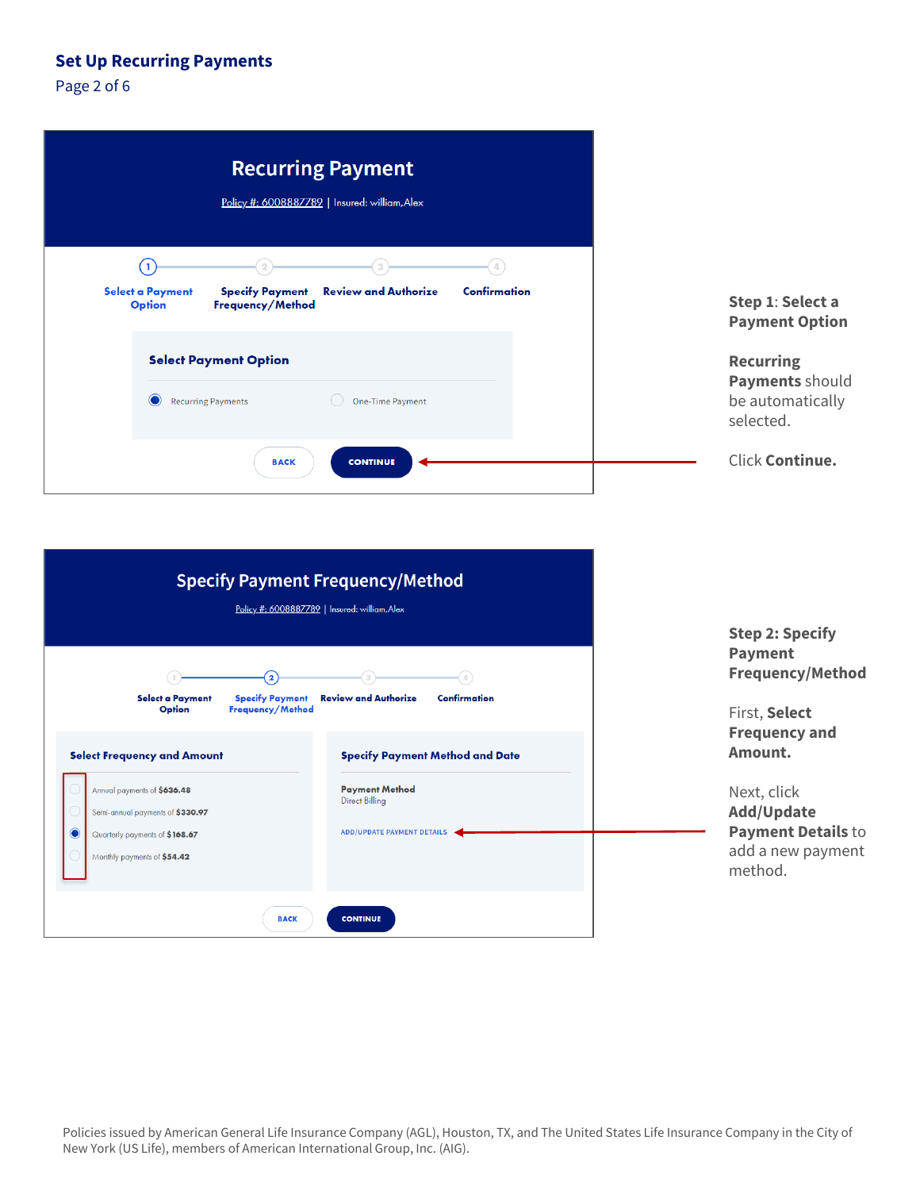## Set Up Recurring Payments

Page 2 of 6

### Recurring Payment

Policy #: 6008887789 | Insured: william,Alex

1 Select a Payment Option — 2 Specify Payment Frequency/Method — 3 Review and Authorize — 4 Confirmation

**Select Payment Option**

- (•) Recurring Payments
- ( ) One-Time Payment

BACK | CONTINUE

**Step 1: Select a Payment Option**

**Recurring Payments** should be automatically selected.

Click **Continue.**

### Specify Payment Frequency/Method

Policy #: 6008887789 | Insured: william,Alex

1 Select a Payment Option — 2 Specify Payment Frequency/Method — 3 Review and Authorize — 4 Confirmation

**Select Frequency and Amount**

- ( ) Annual payments of **$636.48**
- ( ) Semi-annual payments of **$330.97**
- (•) Quarterly payments of **$168.67**
- ( ) Monthly payments of **$54.42**

**Specify Payment Method and Date**

**Payment Method**
Direct Billing

ADD/UPDATE PAYMENT DETAILS

BACK | CONTINUE

**Step 2: Specify Payment Frequency/Method**

First, **Select Frequency and Amount.**

Next, click **Add/Update Payment Details** to add a new payment method.

Policies issued by American General Life Insurance Company (AGL), Houston, TX, and The United States Life Insurance Company in the City of New York (US Life), members of American International Group, Inc. (AIG).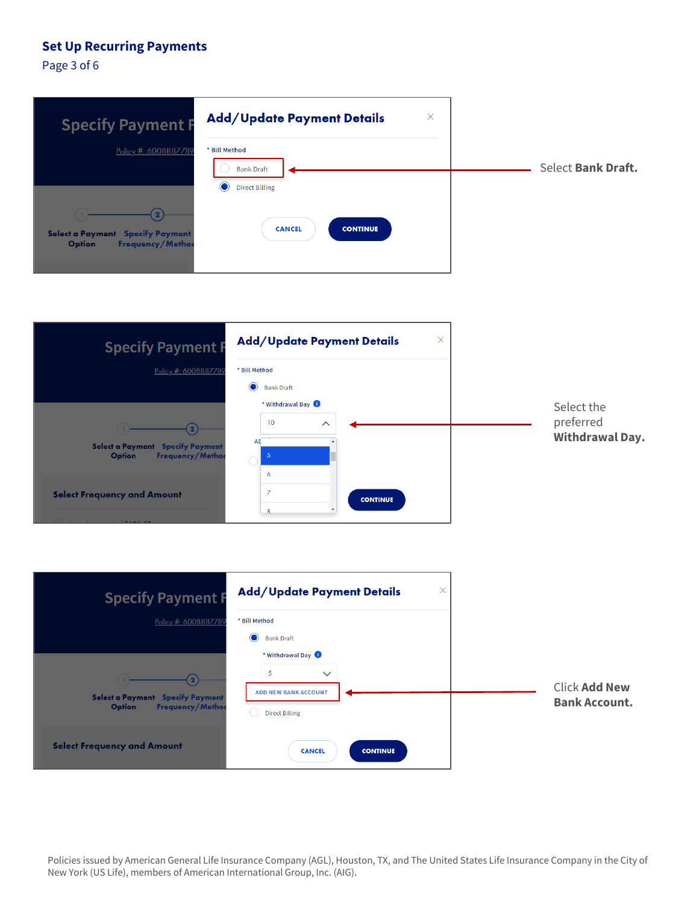## Set Up Recurring Payments

Page 3 of 6

**Add/Update Payment Details**

\* Bill Method

- Bank Draft
- Direct Billing

CANCEL | CONTINUE

Select **Bank Draft.**

**Add/Update Payment Details**

\* Bill Method

- Bank Draft

\* Withdrawal Day

10

5
6
7
8

CONTINUE

Select the preferred **Withdrawal Day.**

**Add/Update Payment Details**

\* Bill Method

- Bank Draft

\* Withdrawal Day

5

ADD NEW BANK ACCOUNT

- Direct Billing

CANCEL | CONTINUE

Click **Add New Bank Account.**

Policies issued by American General Life Insurance Company (AGL), Houston, TX, and The United States Life Insurance Company in the City of New York (US Life), members of American International Group, Inc. (AIG).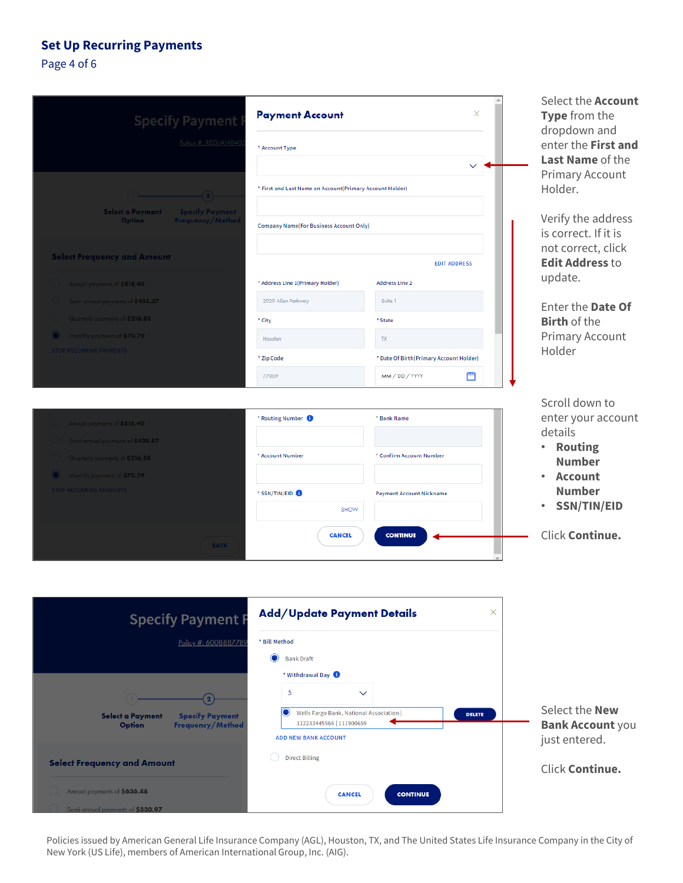## Set Up Recurring Payments

Page 4 of 6

Select the **Account Type** from the dropdown and enter the **First and Last Name** of the Primary Account Holder.

Verify the address is correct. If it is not correct, click **Edit Address** to update.

Enter the **Date Of Birth** of the Primary Account Holder

Scroll down to enter your account details

- **Routing Number**
- **Account Number**
- **SSN/TIN/EID**

Click **Continue.**

Select the **New Bank Account** you just entered.

Click **Continue.**

Policies issued by American General Life Insurance Company (AGL), Houston, TX, and The United States Life Insurance Company in the City of New York (US Life), members of American International Group, Inc. (AIG).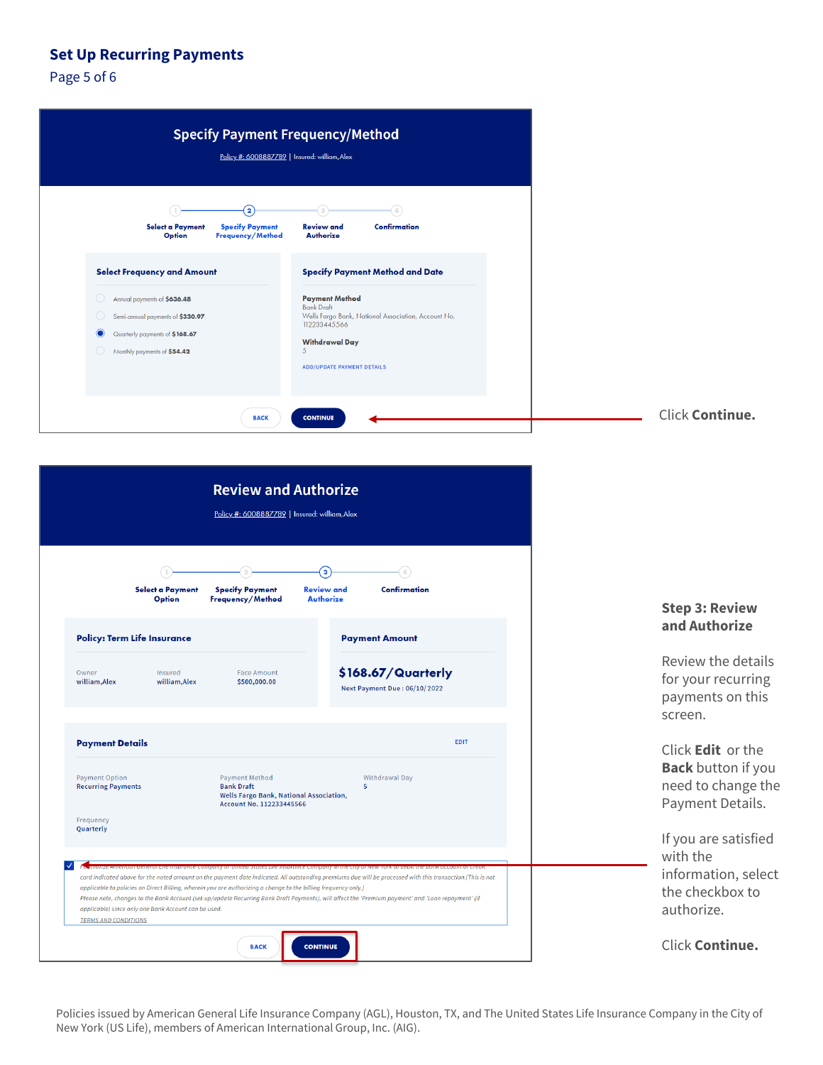## Set Up Recurring Payments

Page 5 of 6

### Specify Payment Frequency/Method

Policy #: 6008887789 | Insured: william,Alex

1 Select a Payment Option — 2 Specify Payment Frequency/Method — 3 Review and Authorize — 4 Confirmation

**Select Frequency and Amount**

- Annual payments of **$636.48**
- Semi-annual payments of **$330.97**
- (selected) Quarterly payments of **$168.67**
- Monthly payments of **$54.42**

**Specify Payment Method and Date**

**Payment Method**
Bank Draft
Wells Fargo Bank, National Association, Account No. 112233445566

**Withdrawal Day**
5

ADD/UPDATE PAYMENT DETAILS

BACK | CONTINUE

Click **Continue.**

### Review and Authorize

Policy #: 6008887789 | Insured: william,Alex

1 Select a Payment Option — 2 Specify Payment Frequency/Method — 3 Review and Authorize — 4 Confirmation

**Policy: Term Life Insurance**

| Owner | Insured | Face Amount |
|---|---|---|
| william,Alex | william,Alex | $500,000.00 |

**Payment Amount**

**$168.67/Quarterly**

Next Payment Due : 06/10/2022

**Payment Details** EDIT

| Payment Option | Payment Method | Withdrawal Day |
|---|---|---|
| Recurring Payments | Bank Draft<br>Wells Fargo Bank, National Association, Account No. 112233445566 | 5 |

Frequency
Quarterly

☑ I authorize American General Life Insurance Company or United States Life Insurance Company in the City of New York to debit the bank account or credit card indicated above for the noted amount on the payment date indicated. All outstanding premiums due will be processed with this transaction.(This is not applicable to policies on Direct Billing, wherein you are authorizing a change to the billing frequency only.)
Please note, changes to the Bank Account (set-up/update Recurring Bank Draft Payments), will affect the 'Premium payment' and 'Loan repayment' (if applicable) since only one Bank Account can be used.
TERMS AND CONDITIONS

BACK | CONTINUE

**Step 3: Review and Authorize**

Review the details for your recurring payments on this screen.

Click **Edit** or the **Back** button if you need to change the Payment Details.

If you are satisfied with the information, select the checkbox to authorize.

Click **Continue.**

Policies issued by American General Life Insurance Company (AGL), Houston, TX, and The United States Life Insurance Company in the City of New York (US Life), members of American International Group, Inc. (AIG).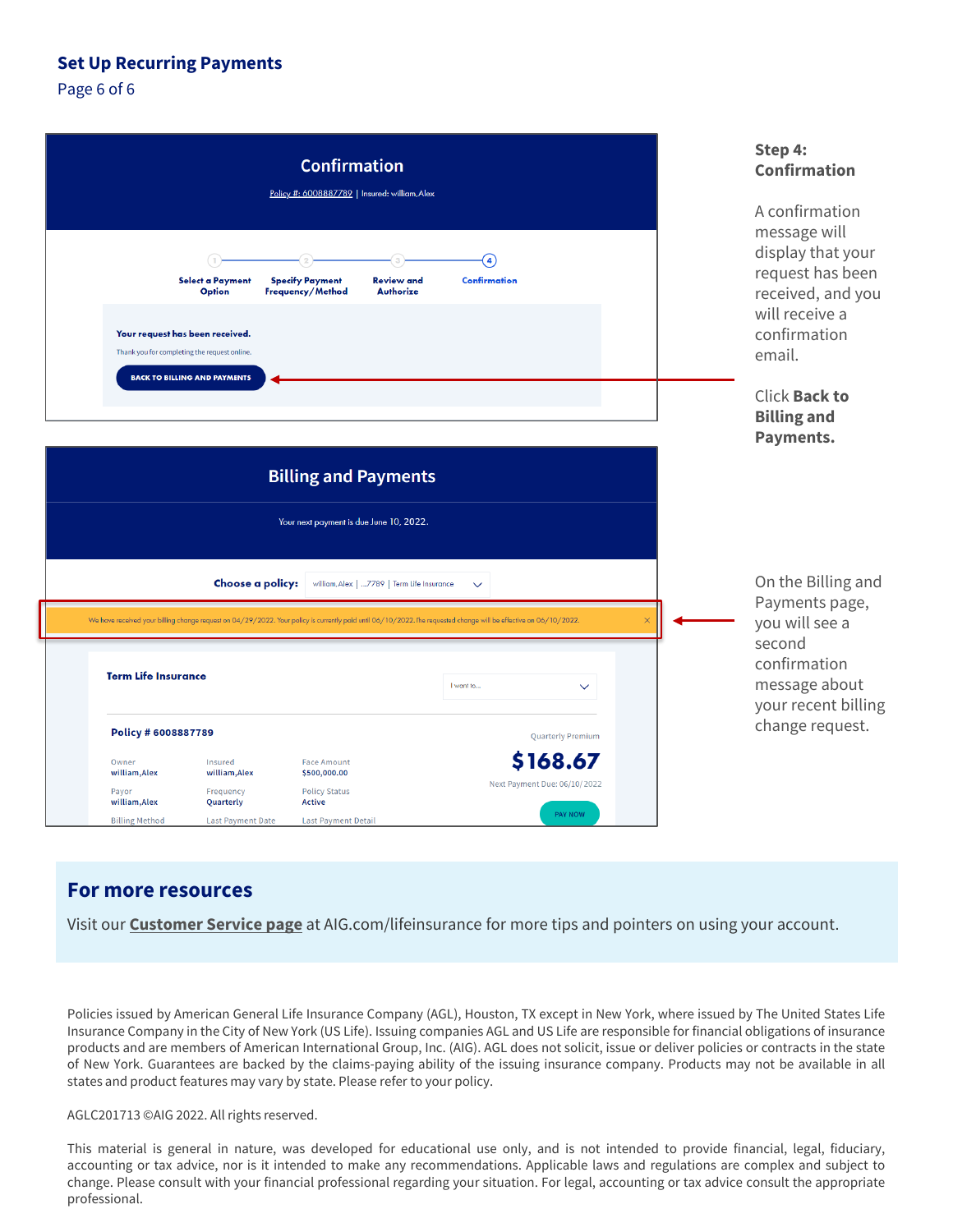## Set Up Recurring Payments

### Confirmation

Policy #: 6008887789 | Insured: william, Alex

Select a Payment Option — Specify Payment Frequency/Method — Review and Authorize — Confirmation

**Your request has been received.**

Thank you for completing the request online.

BACK TO BILLING AND PAYMENTS

**Step 4: Confirmation**

A confirmation message will display that your request has been received, and you will receive a confirmation email.

Click **Back to Billing and Payments.**

### Billing and Payments

Your next payment is due June 10, 2022.

**Choose a policy:** william, Alex | ...7789 | Term Life Insurance

We have received your billing change request on 04/29/2022. Your policy is currently paid until 06/10/2022. The requested change will be effective on 06/10/2022.

**Term Life Insurance**

I want to...

**Policy # 6008887789**

| | | |
|---|---|---|
| Owner<br>william, Alex | Insured<br>william, Alex | Face Amount<br>$500,000.00 |
| Payor<br>william, Alex | Frequency<br>Quarterly | Policy Status<br>Active |
| Billing Method | Last Payment Date | Last Payment Detail |

Quarterly Premium

**$168.67**

Next Payment Due: 06/10/2022

PAY NOW

On the Billing and Payments page, you will see a second confirmation message about your recent billing change request.

## For more resources

Visit our **Customer Service page** at AIG.com/lifeinsurance for more tips and pointers on using your account.

Policies issued by American General Life Insurance Company (AGL), Houston, TX except in New York, where issued by The United States Life Insurance Company in the City of New York (US Life). Issuing companies AGL and US Life are responsible for financial obligations of insurance products and are members of American International Group, Inc. (AIG). AGL does not solicit, issue or deliver policies or contracts in the state of New York. Guarantees are backed by the claims-paying ability of the issuing insurance company. Products may not be available in all states and product features may vary by state. Please refer to your policy.

AGLC201713 ©AIG 2022. All rights reserved.

This material is general in nature, was developed for educational use only, and is not intended to provide financial, legal, fiduciary, accounting or tax advice, nor is it intended to make any recommendations. Applicable laws and regulations are complex and subject to change. Please consult with your financial professional regarding your situation. For legal, accounting or tax advice consult the appropriate professional.